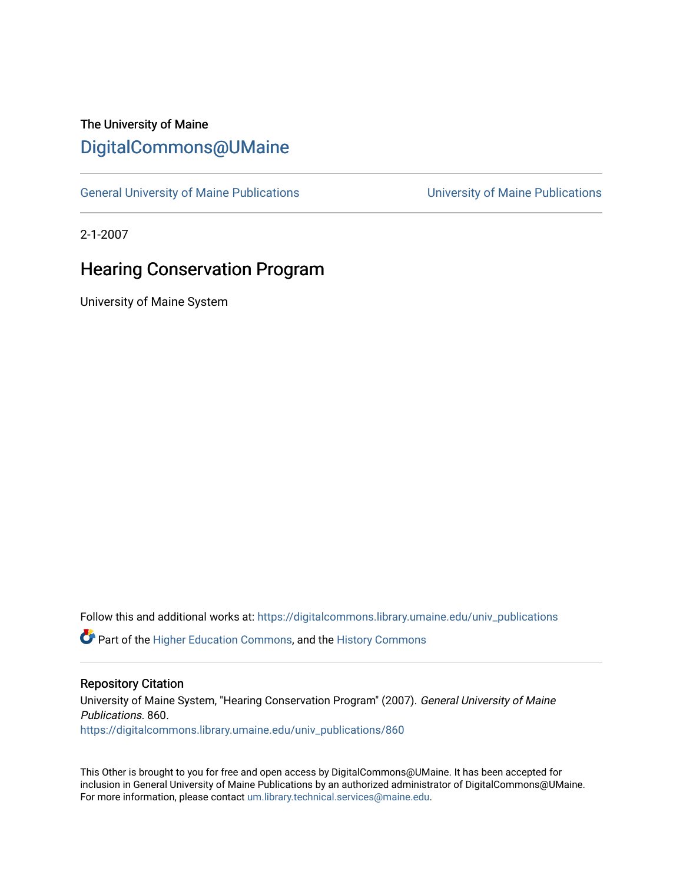The University of Maine

DigitalCommons@UMaine

General University of Maine Publications | University of Maine Publications

2-1-2007

# Hearing Conservation Program

University of Maine System

Follow this and additional works at: https://digitalcommons.library.umaine.edu/univ_publications

Part of the Higher Education Commons, and the History Commons

## Repository Citation

University of Maine System, "Hearing Conservation Program" (2007). *General University of Maine Publications*. 860.
https://digitalcommons.library.umaine.edu/univ_publications/860

This Other is brought to you for free and open access by DigitalCommons@UMaine. It has been accepted for inclusion in General University of Maine Publications by an authorized administrator of DigitalCommons@UMaine. For more information, please contact um.library.technical.services@maine.edu.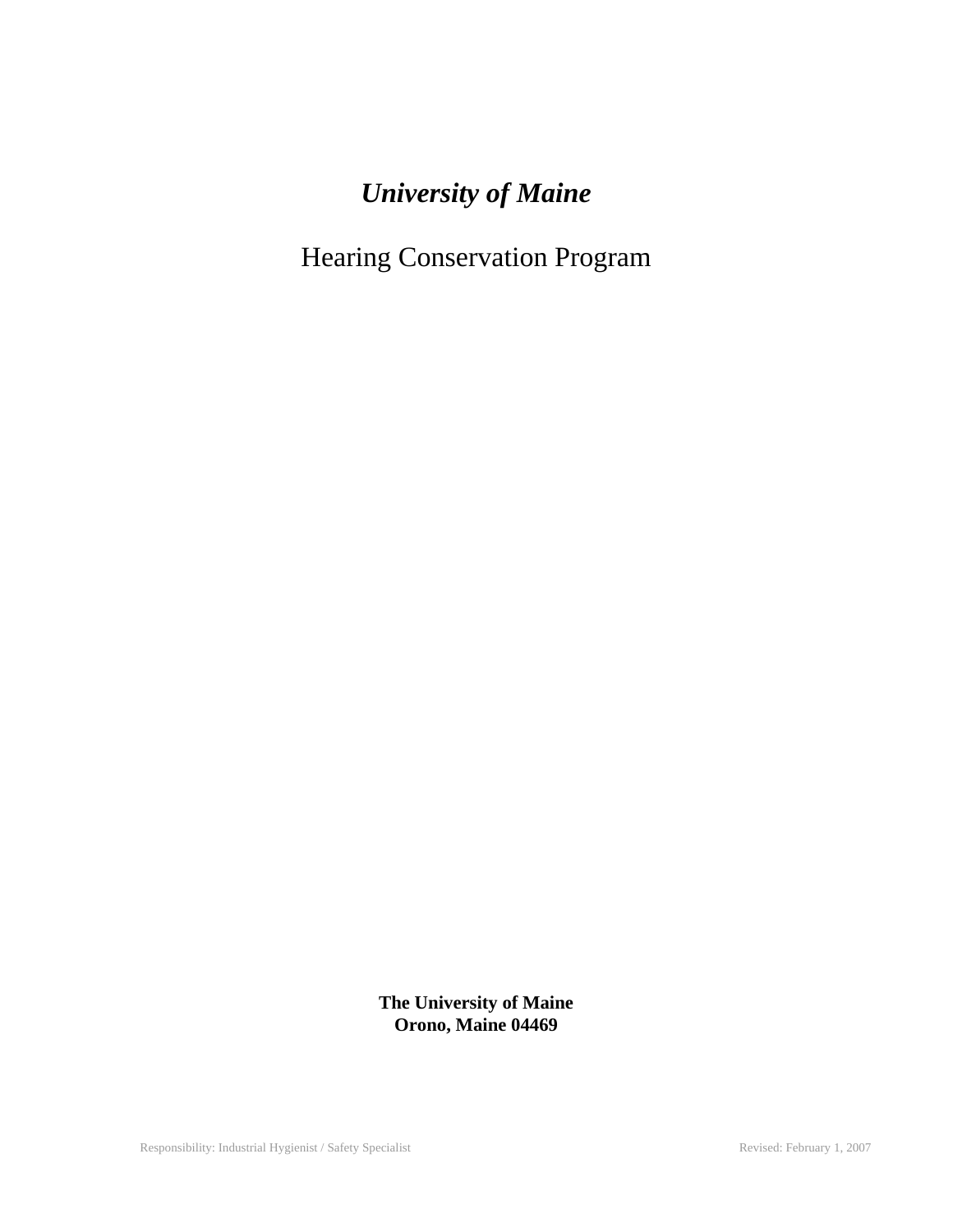# *University of Maine*

## Hearing Conservation Program

**The University of Maine**
**Orono, Maine 04469**

Responsibility: Industrial Hygienist / Safety Specialist

Revised: February 1, 2007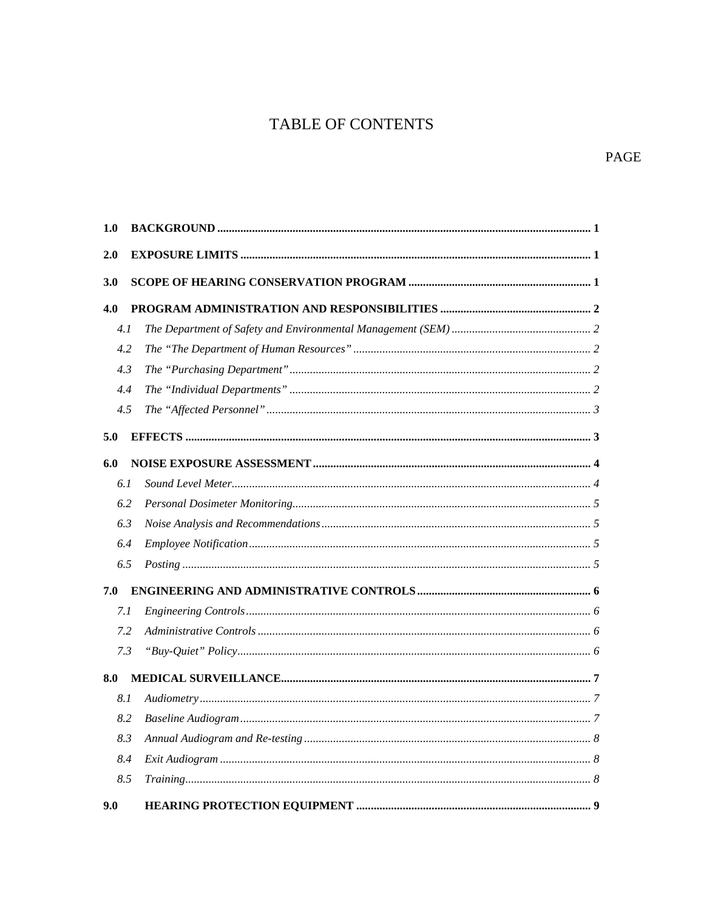# TABLE OF CONTENTS

PAGE

| | | |
|---|---|---|
| **1.0** | **BACKGROUND** | **1** |
| **2.0** | **EXPOSURE LIMITS** | **1** |
| **3.0** | **SCOPE OF HEARING CONSERVATION PROGRAM** | **1** |
| **4.0** | **PROGRAM ADMINISTRATION AND RESPONSIBILITIES** | **2** |
| *4.1* | *The Department of Safety and Environmental Management (SEM)* | *2* |
| *4.2* | *The "The Department of Human Resources"* | *2* |
| *4.3* | *The "Purchasing Department"* | *2* |
| *4.4* | *The "Individual Departments"* | *2* |
| *4.5* | *The "Affected Personnel"* | *3* |
| **5.0** | **EFFECTS** | **3** |
| **6.0** | **NOISE EXPOSURE ASSESSMENT** | **4** |
| *6.1* | *Sound Level Meter* | *4* |
| *6.2* | *Personal Dosimeter Monitoring* | *5* |
| *6.3* | *Noise Analysis and Recommendations* | *5* |
| *6.4* | *Employee Notification* | *5* |
| *6.5* | *Posting* | *5* |
| **7.0** | **ENGINEERING AND ADMINISTRATIVE CONTROLS** | **6** |
| *7.1* | *Engineering Controls* | *6* |
| *7.2* | *Administrative Controls* | *6* |
| *7.3* | *"Buy-Quiet" Policy* | *6* |
| **8.0** | **MEDICAL SURVEILLANCE** | **7** |
| *8.1* | *Audiometry* | *7* |
| *8.2* | *Baseline Audiogram* | *7* |
| *8.3* | *Annual Audiogram and Re-testing* | *8* |
| *8.4* | *Exit Audiogram* | *8* |
| *8.5* | *Training* | *8* |
| **9.0** | **HEARING PROTECTION EQUIPMENT** | **9** |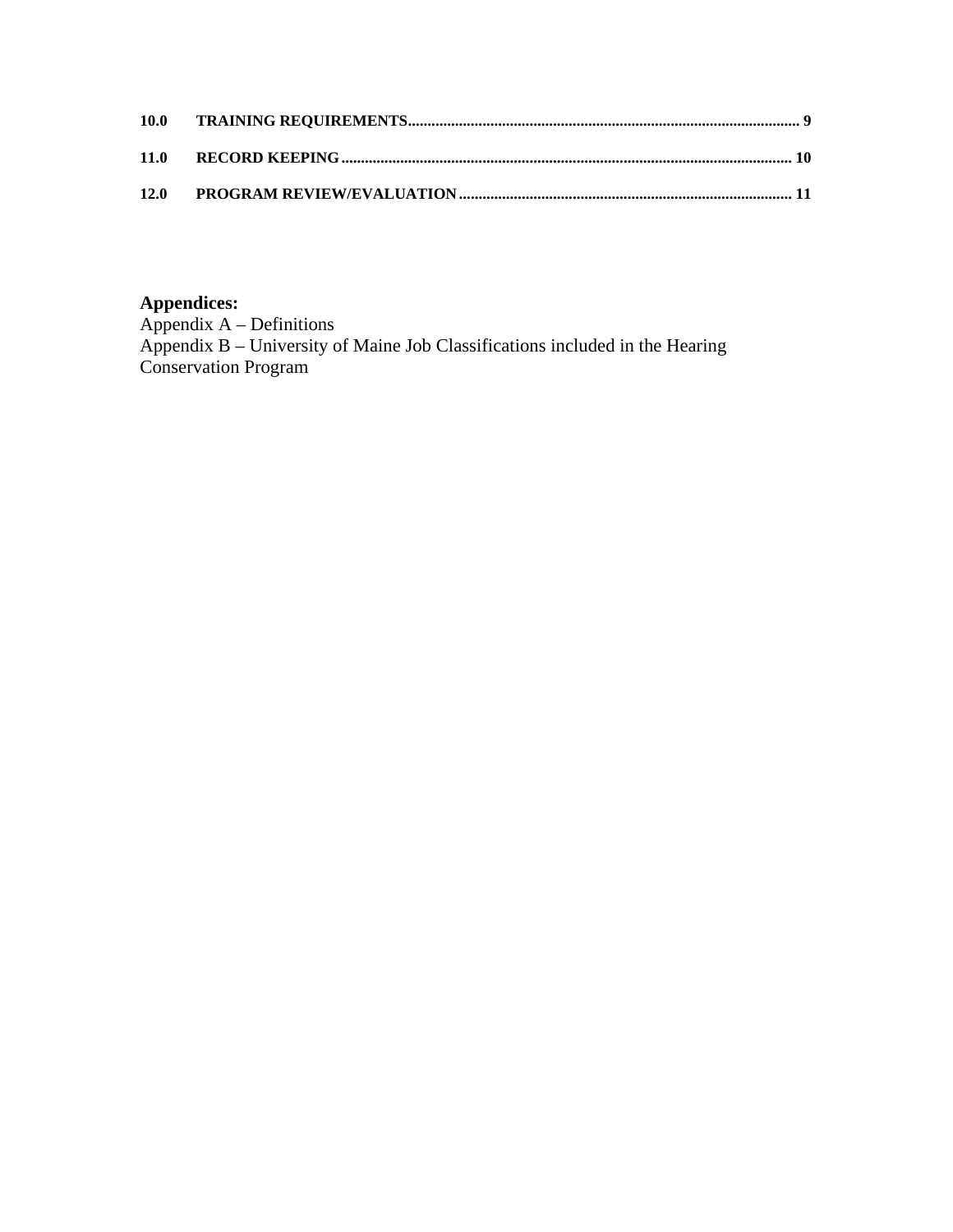**10.0 TRAINING REQUIREMENTS** ........................................................................................................ 9

**11.0 RECORD KEEPING** ................................................................................................................ 10

**12.0 PROGRAM REVIEW/EVALUATION** ...................................................................................... 11

**Appendices:**
Appendix A – Definitions
Appendix B – University of Maine Job Classifications included in the Hearing Conservation Program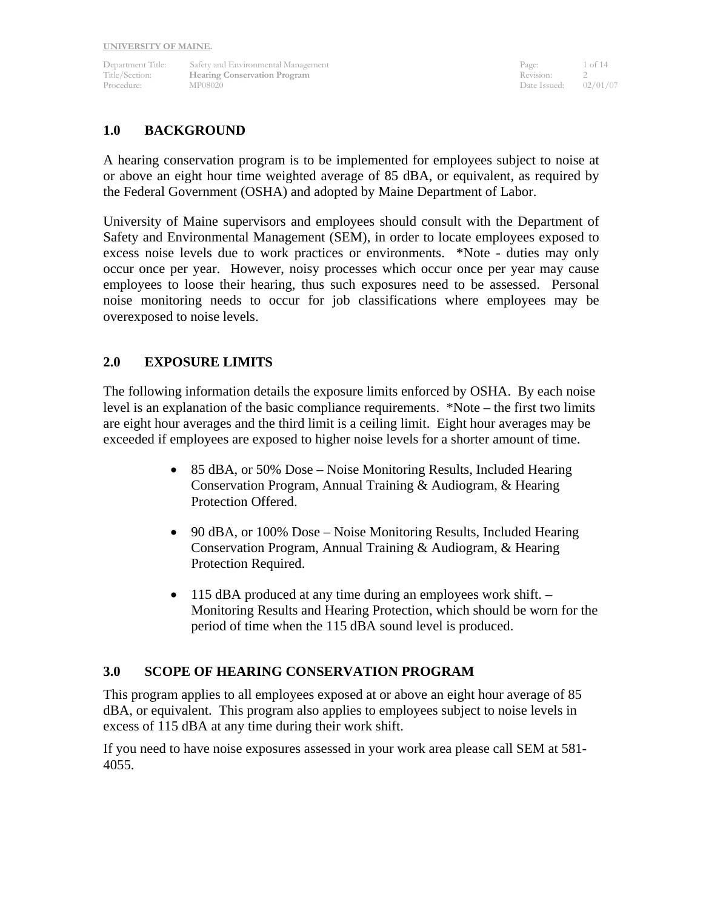## 1.0 BACKGROUND

A hearing conservation program is to be implemented for employees subject to noise at or above an eight hour time weighted average of 85 dBA, or equivalent, as required by the Federal Government (OSHA) and adopted by Maine Department of Labor.

University of Maine supervisors and employees should consult with the Department of Safety and Environmental Management (SEM), in order to locate employees exposed to excess noise levels due to work practices or environments. *Note - duties may only occur once per year. However, noisy processes which occur once per year may cause employees to loose their hearing, thus such exposures need to be assessed. Personal noise monitoring needs to occur for job classifications where employees may be overexposed to noise levels.

## 2.0 EXPOSURE LIMITS

The following information details the exposure limits enforced by OSHA. By each noise level is an explanation of the basic compliance requirements. *Note – the first two limits are eight hour averages and the third limit is a ceiling limit. Eight hour averages may be exceeded if employees are exposed to higher noise levels for a shorter amount of time.

- 85 dBA, or 50% Dose – Noise Monitoring Results, Included Hearing Conservation Program, Annual Training & Audiogram, & Hearing Protection Offered.

- 90 dBA, or 100% Dose – Noise Monitoring Results, Included Hearing Conservation Program, Annual Training & Audiogram, & Hearing Protection Required.

- 115 dBA produced at any time during an employees work shift. – Monitoring Results and Hearing Protection, which should be worn for the period of time when the 115 dBA sound level is produced.

## 3.0 SCOPE OF HEARING CONSERVATION PROGRAM

This program applies to all employees exposed at or above an eight hour average of 85 dBA, or equivalent. This program also applies to employees subject to noise levels in excess of 115 dBA at any time during their work shift.

If you need to have noise exposures assessed in your work area please call SEM at 581-4055.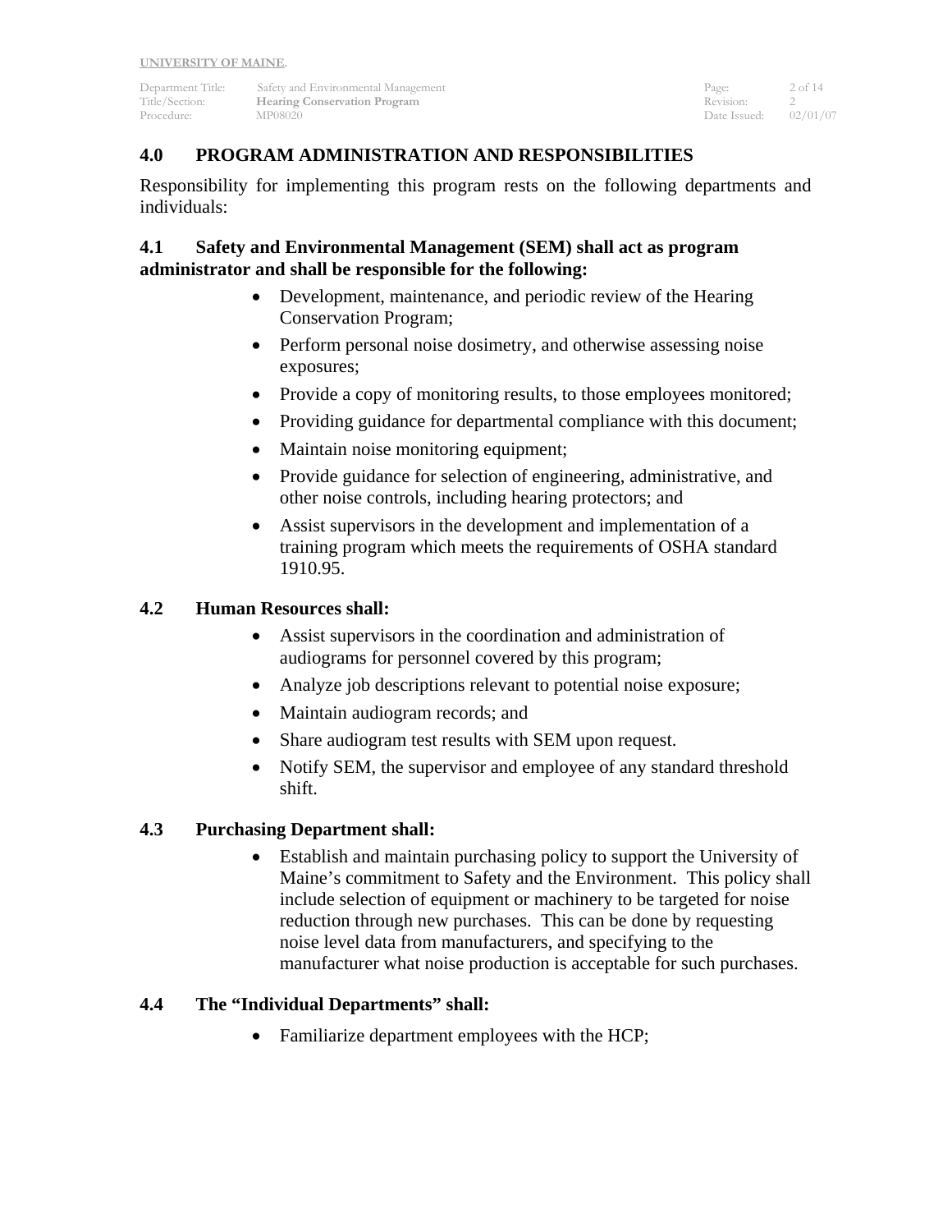## 4.0 PROGRAM ADMINISTRATION AND RESPONSIBILITIES

Responsibility for implementing this program rests on the following departments and individuals:

### 4.1 Safety and Environmental Management (SEM) shall act as program administrator and shall be responsible for the following:

- Development, maintenance, and periodic review of the Hearing Conservation Program;
- Perform personal noise dosimetry, and otherwise assessing noise exposures;
- Provide a copy of monitoring results, to those employees monitored;
- Providing guidance for departmental compliance with this document;
- Maintain noise monitoring equipment;
- Provide guidance for selection of engineering, administrative, and other noise controls, including hearing protectors; and
- Assist supervisors in the development and implementation of a training program which meets the requirements of OSHA standard 1910.95.

### 4.2 Human Resources shall:

- Assist supervisors in the coordination and administration of audiograms for personnel covered by this program;
- Analyze job descriptions relevant to potential noise exposure;
- Maintain audiogram records; and
- Share audiogram test results with SEM upon request.
- Notify SEM, the supervisor and employee of any standard threshold shift.

### 4.3 Purchasing Department shall:

- Establish and maintain purchasing policy to support the University of Maine's commitment to Safety and the Environment. This policy shall include selection of equipment or machinery to be targeted for noise reduction through new purchases. This can be done by requesting noise level data from manufacturers, and specifying to the manufacturer what noise production is acceptable for such purchases.

### 4.4 The "Individual Departments" shall:

- Familiarize department employees with the HCP;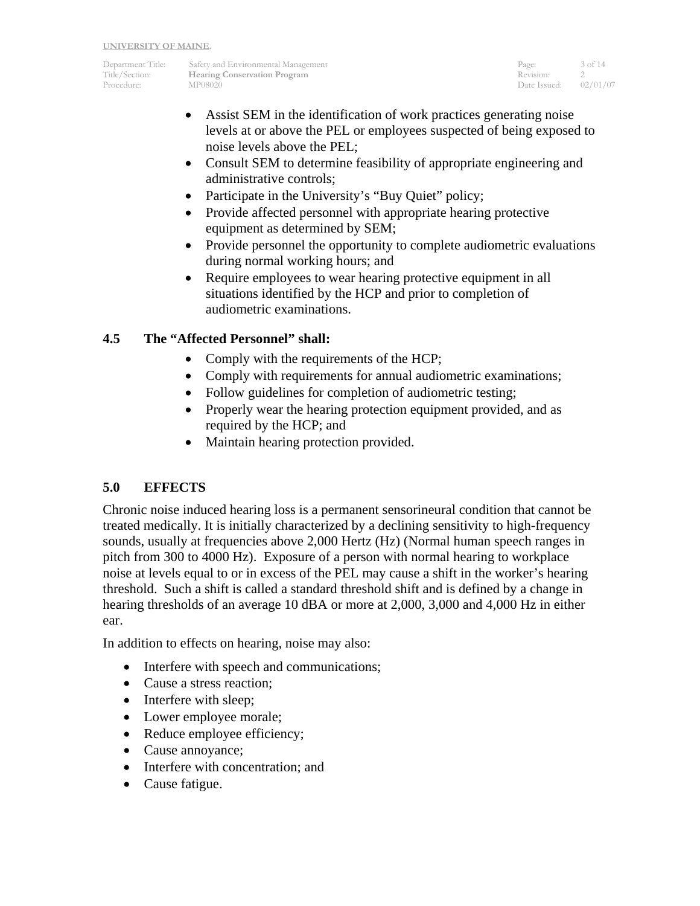- Assist SEM in the identification of work practices generating noise levels at or above the PEL or employees suspected of being exposed to noise levels above the PEL;
- Consult SEM to determine feasibility of appropriate engineering and administrative controls;
- Participate in the University's "Buy Quiet" policy;
- Provide affected personnel with appropriate hearing protective equipment as determined by SEM;
- Provide personnel the opportunity to complete audiometric evaluations during normal working hours; and
- Require employees to wear hearing protective equipment in all situations identified by the HCP and prior to completion of audiometric examinations.

### 4.5 The "Affected Personnel" shall:

- Comply with the requirements of the HCP;
- Comply with requirements for annual audiometric examinations;
- Follow guidelines for completion of audiometric testing;
- Properly wear the hearing protection equipment provided, and as required by the HCP; and
- Maintain hearing protection provided.

## 5.0 EFFECTS

Chronic noise induced hearing loss is a permanent sensorineural condition that cannot be treated medically. It is initially characterized by a declining sensitivity to high-frequency sounds, usually at frequencies above 2,000 Hertz (Hz) (Normal human speech ranges in pitch from 300 to 4000 Hz). Exposure of a person with normal hearing to workplace noise at levels equal to or in excess of the PEL may cause a shift in the worker's hearing threshold. Such a shift is called a standard threshold shift and is defined by a change in hearing thresholds of an average 10 dBA or more at 2,000, 3,000 and 4,000 Hz in either ear.

In addition to effects on hearing, noise may also:

- Interfere with speech and communications;
- Cause a stress reaction;
- Interfere with sleep;
- Lower employee morale;
- Reduce employee efficiency;
- Cause annoyance;
- Interfere with concentration; and
- Cause fatigue.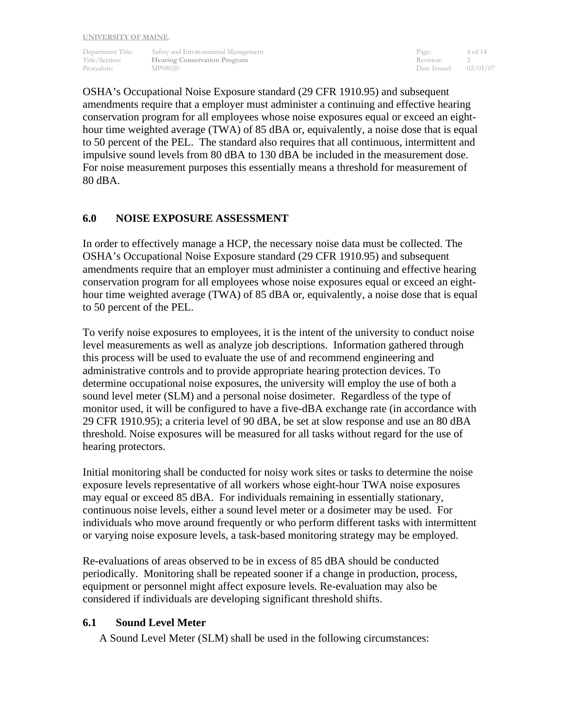OSHA's Occupational Noise Exposure standard (29 CFR 1910.95) and subsequent amendments require that a employer must administer a continuing and effective hearing conservation program for all employees whose noise exposures equal or exceed an eight-hour time weighted average (TWA) of 85 dBA or, equivalently, a noise dose that is equal to 50 percent of the PEL. The standard also requires that all continuous, intermittent and impulsive sound levels from 80 dBA to 130 dBA be included in the measurement dose. For noise measurement purposes this essentially means a threshold for measurement of 80 dBA.

## 6.0 NOISE EXPOSURE ASSESSMENT

In order to effectively manage a HCP, the necessary noise data must be collected. The OSHA's Occupational Noise Exposure standard (29 CFR 1910.95) and subsequent amendments require that an employer must administer a continuing and effective hearing conservation program for all employees whose noise exposures equal or exceed an eight-hour time weighted average (TWA) of 85 dBA or, equivalently, a noise dose that is equal to 50 percent of the PEL.

To verify noise exposures to employees, it is the intent of the university to conduct noise level measurements as well as analyze job descriptions. Information gathered through this process will be used to evaluate the use of and recommend engineering and administrative controls and to provide appropriate hearing protection devices. To determine occupational noise exposures, the university will employ the use of both a sound level meter (SLM) and a personal noise dosimeter. Regardless of the type of monitor used, it will be configured to have a five-dBA exchange rate (in accordance with 29 CFR 1910.95); a criteria level of 90 dBA, be set at slow response and use an 80 dBA threshold. Noise exposures will be measured for all tasks without regard for the use of hearing protectors.

Initial monitoring shall be conducted for noisy work sites or tasks to determine the noise exposure levels representative of all workers whose eight-hour TWA noise exposures may equal or exceed 85 dBA. For individuals remaining in essentially stationary, continuous noise levels, either a sound level meter or a dosimeter may be used. For individuals who move around frequently or who perform different tasks with intermittent or varying noise exposure levels, a task-based monitoring strategy may be employed.

Re-evaluations of areas observed to be in excess of 85 dBA should be conducted periodically. Monitoring shall be repeated sooner if a change in production, process, equipment or personnel might affect exposure levels. Re-evaluation may also be considered if individuals are developing significant threshold shifts.

### 6.1 Sound Level Meter

A Sound Level Meter (SLM) shall be used in the following circumstances: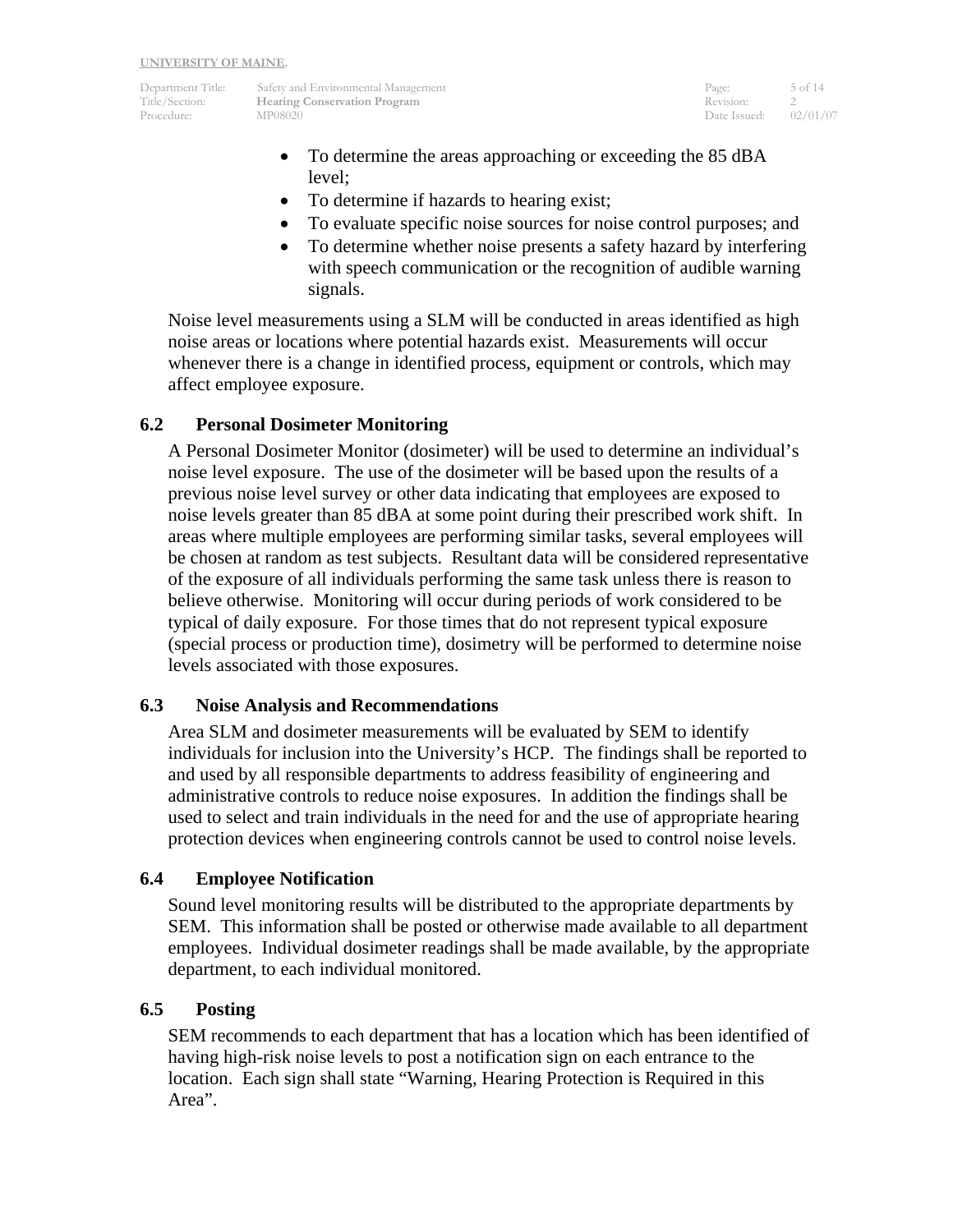- To determine the areas approaching or exceeding the 85 dBA level;
- To determine if hazards to hearing exist;
- To evaluate specific noise sources for noise control purposes; and
- To determine whether noise presents a safety hazard by interfering with speech communication or the recognition of audible warning signals.

Noise level measurements using a SLM will be conducted in areas identified as high noise areas or locations where potential hazards exist. Measurements will occur whenever there is a change in identified process, equipment or controls, which may affect employee exposure.

### 6.2 Personal Dosimeter Monitoring

A Personal Dosimeter Monitor (dosimeter) will be used to determine an individual's noise level exposure. The use of the dosimeter will be based upon the results of a previous noise level survey or other data indicating that employees are exposed to noise levels greater than 85 dBA at some point during their prescribed work shift. In areas where multiple employees are performing similar tasks, several employees will be chosen at random as test subjects. Resultant data will be considered representative of the exposure of all individuals performing the same task unless there is reason to believe otherwise. Monitoring will occur during periods of work considered to be typical of daily exposure. For those times that do not represent typical exposure (special process or production time), dosimetry will be performed to determine noise levels associated with those exposures.

### 6.3 Noise Analysis and Recommendations

Area SLM and dosimeter measurements will be evaluated by SEM to identify individuals for inclusion into the University's HCP. The findings shall be reported to and used by all responsible departments to address feasibility of engineering and administrative controls to reduce noise exposures. In addition the findings shall be used to select and train individuals in the need for and the use of appropriate hearing protection devices when engineering controls cannot be used to control noise levels.

### 6.4 Employee Notification

Sound level monitoring results will be distributed to the appropriate departments by SEM. This information shall be posted or otherwise made available to all department employees. Individual dosimeter readings shall be made available, by the appropriate department, to each individual monitored.

### 6.5 Posting

SEM recommends to each department that has a location which has been identified of having high-risk noise levels to post a notification sign on each entrance to the location. Each sign shall state "Warning, Hearing Protection is Required in this Area".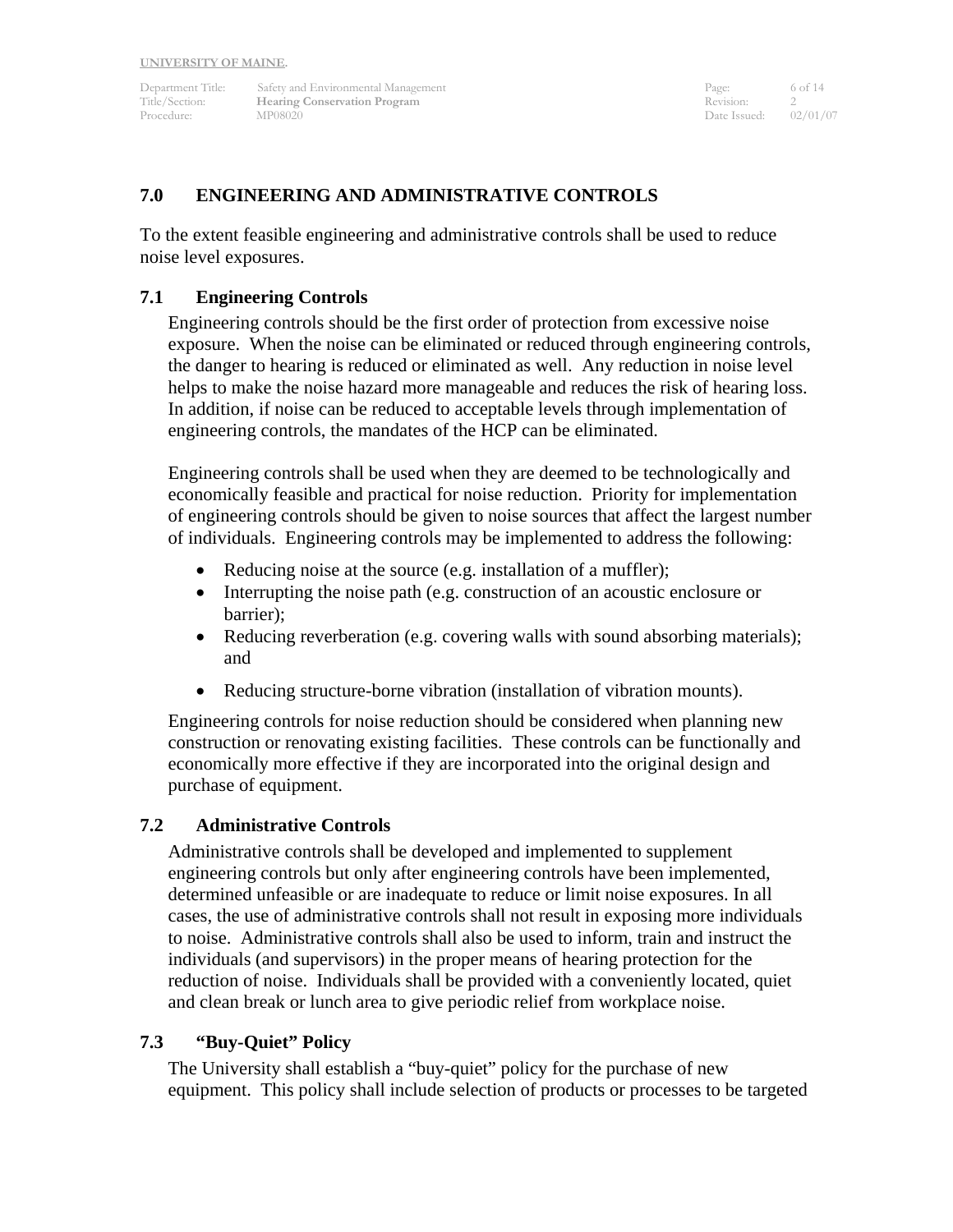## 7.0 ENGINEERING AND ADMINISTRATIVE CONTROLS

To the extent feasible engineering and administrative controls shall be used to reduce noise level exposures.

### 7.1 Engineering Controls

Engineering controls should be the first order of protection from excessive noise exposure. When the noise can be eliminated or reduced through engineering controls, the danger to hearing is reduced or eliminated as well. Any reduction in noise level helps to make the noise hazard more manageable and reduces the risk of hearing loss. In addition, if noise can be reduced to acceptable levels through implementation of engineering controls, the mandates of the HCP can be eliminated.

Engineering controls shall be used when they are deemed to be technologically and economically feasible and practical for noise reduction. Priority for implementation of engineering controls should be given to noise sources that affect the largest number of individuals. Engineering controls may be implemented to address the following:

- Reducing noise at the source (e.g. installation of a muffler);
- Interrupting the noise path (e.g. construction of an acoustic enclosure or barrier);
- Reducing reverberation (e.g. covering walls with sound absorbing materials); and
- Reducing structure-borne vibration (installation of vibration mounts).

Engineering controls for noise reduction should be considered when planning new construction or renovating existing facilities. These controls can be functionally and economically more effective if they are incorporated into the original design and purchase of equipment.

### 7.2 Administrative Controls

Administrative controls shall be developed and implemented to supplement engineering controls but only after engineering controls have been implemented, determined unfeasible or are inadequate to reduce or limit noise exposures. In all cases, the use of administrative controls shall not result in exposing more individuals to noise. Administrative controls shall also be used to inform, train and instruct the individuals (and supervisors) in the proper means of hearing protection for the reduction of noise. Individuals shall be provided with a conveniently located, quiet and clean break or lunch area to give periodic relief from workplace noise.

### 7.3 "Buy-Quiet" Policy

The University shall establish a "buy-quiet" policy for the purchase of new equipment. This policy shall include selection of products or processes to be targeted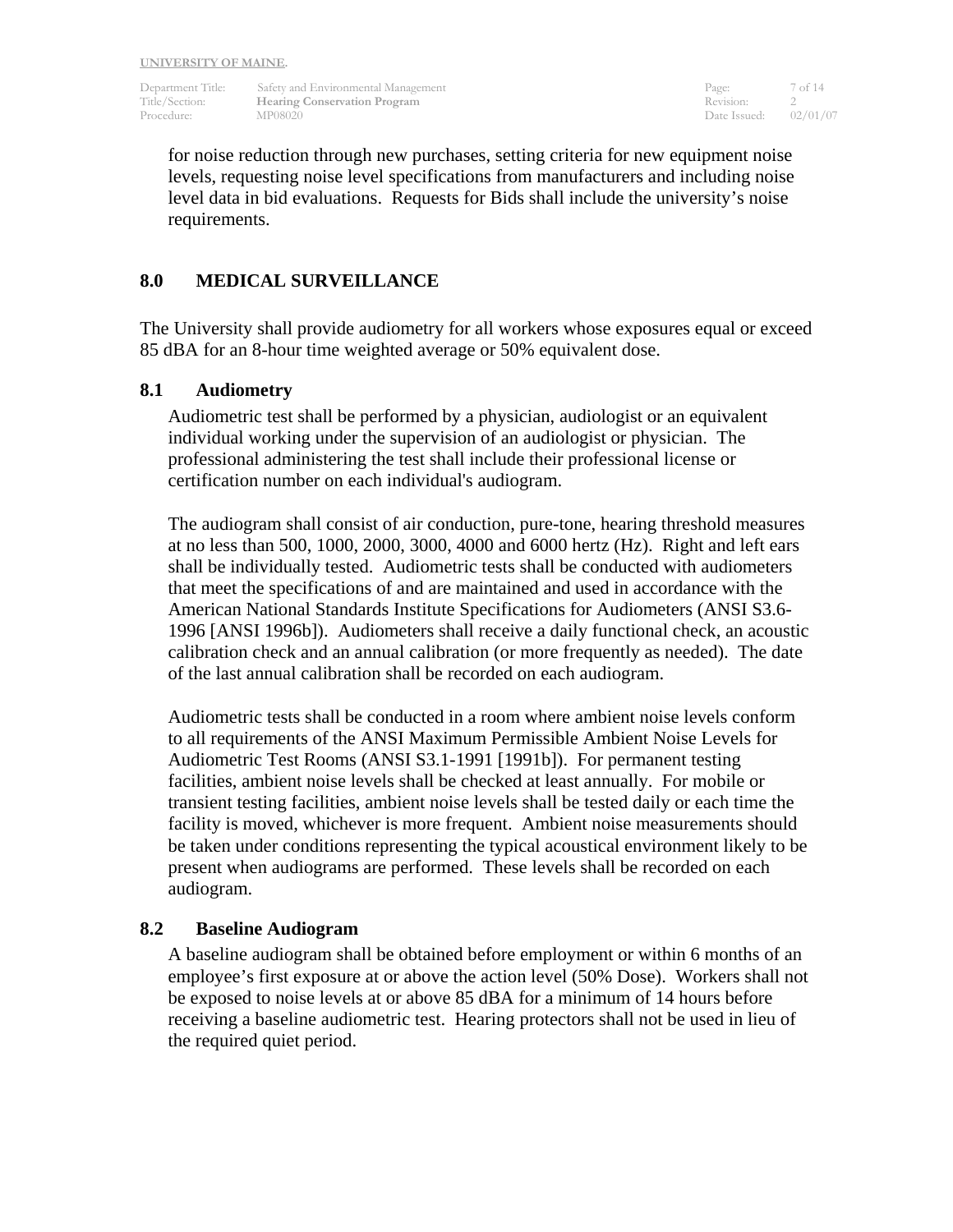for noise reduction through new purchases, setting criteria for new equipment noise levels, requesting noise level specifications from manufacturers and including noise level data in bid evaluations. Requests for Bids shall include the university's noise requirements.

## 8.0 MEDICAL SURVEILLANCE

The University shall provide audiometry for all workers whose exposures equal or exceed 85 dBA for an 8-hour time weighted average or 50% equivalent dose.

### 8.1 Audiometry

Audiometric test shall be performed by a physician, audiologist or an equivalent individual working under the supervision of an audiologist or physician. The professional administering the test shall include their professional license or certification number on each individual's audiogram.

The audiogram shall consist of air conduction, pure-tone, hearing threshold measures at no less than 500, 1000, 2000, 3000, 4000 and 6000 hertz (Hz). Right and left ears shall be individually tested. Audiometric tests shall be conducted with audiometers that meet the specifications of and are maintained and used in accordance with the American National Standards Institute Specifications for Audiometers (ANSI S3.6-1996 [ANSI 1996b]). Audiometers shall receive a daily functional check, an acoustic calibration check and an annual calibration (or more frequently as needed). The date of the last annual calibration shall be recorded on each audiogram.

Audiometric tests shall be conducted in a room where ambient noise levels conform to all requirements of the ANSI Maximum Permissible Ambient Noise Levels for Audiometric Test Rooms (ANSI S3.1-1991 [1991b]). For permanent testing facilities, ambient noise levels shall be checked at least annually. For mobile or transient testing facilities, ambient noise levels shall be tested daily or each time the facility is moved, whichever is more frequent. Ambient noise measurements should be taken under conditions representing the typical acoustical environment likely to be present when audiograms are performed. These levels shall be recorded on each audiogram.

### 8.2 Baseline Audiogram

A baseline audiogram shall be obtained before employment or within 6 months of an employee's first exposure at or above the action level (50% Dose). Workers shall not be exposed to noise levels at or above 85 dBA for a minimum of 14 hours before receiving a baseline audiometric test. Hearing protectors shall not be used in lieu of the required quiet period.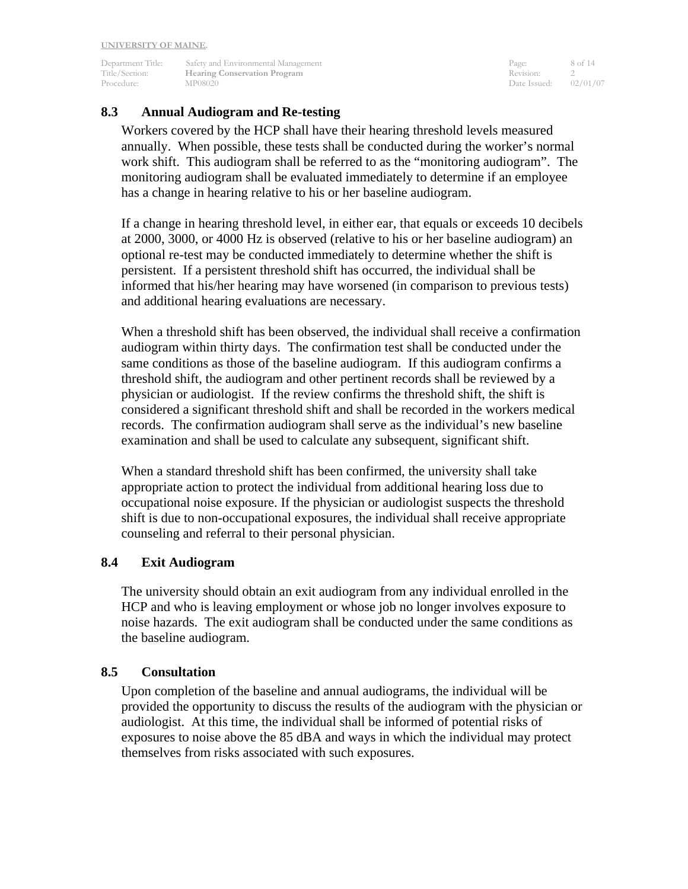### 8.3 Annual Audiogram and Re-testing

Workers covered by the HCP shall have their hearing threshold levels measured annually. When possible, these tests shall be conducted during the worker's normal work shift. This audiogram shall be referred to as the "monitoring audiogram". The monitoring audiogram shall be evaluated immediately to determine if an employee has a change in hearing relative to his or her baseline audiogram.

If a change in hearing threshold level, in either ear, that equals or exceeds 10 decibels at 2000, 3000, or 4000 Hz is observed (relative to his or her baseline audiogram) an optional re-test may be conducted immediately to determine whether the shift is persistent. If a persistent threshold shift has occurred, the individual shall be informed that his/her hearing may have worsened (in comparison to previous tests) and additional hearing evaluations are necessary.

When a threshold shift has been observed, the individual shall receive a confirmation audiogram within thirty days. The confirmation test shall be conducted under the same conditions as those of the baseline audiogram. If this audiogram confirms a threshold shift, the audiogram and other pertinent records shall be reviewed by a physician or audiologist. If the review confirms the threshold shift, the shift is considered a significant threshold shift and shall be recorded in the workers medical records. The confirmation audiogram shall serve as the individual's new baseline examination and shall be used to calculate any subsequent, significant shift.

When a standard threshold shift has been confirmed, the university shall take appropriate action to protect the individual from additional hearing loss due to occupational noise exposure. If the physician or audiologist suspects the threshold shift is due to non-occupational exposures, the individual shall receive appropriate counseling and referral to their personal physician.

### 8.4 Exit Audiogram

The university should obtain an exit audiogram from any individual enrolled in the HCP and who is leaving employment or whose job no longer involves exposure to noise hazards. The exit audiogram shall be conducted under the same conditions as the baseline audiogram.

### 8.5 Consultation

Upon completion of the baseline and annual audiograms, the individual will be provided the opportunity to discuss the results of the audiogram with the physician or audiologist. At this time, the individual shall be informed of potential risks of exposures to noise above the 85 dBA and ways in which the individual may protect themselves from risks associated with such exposures.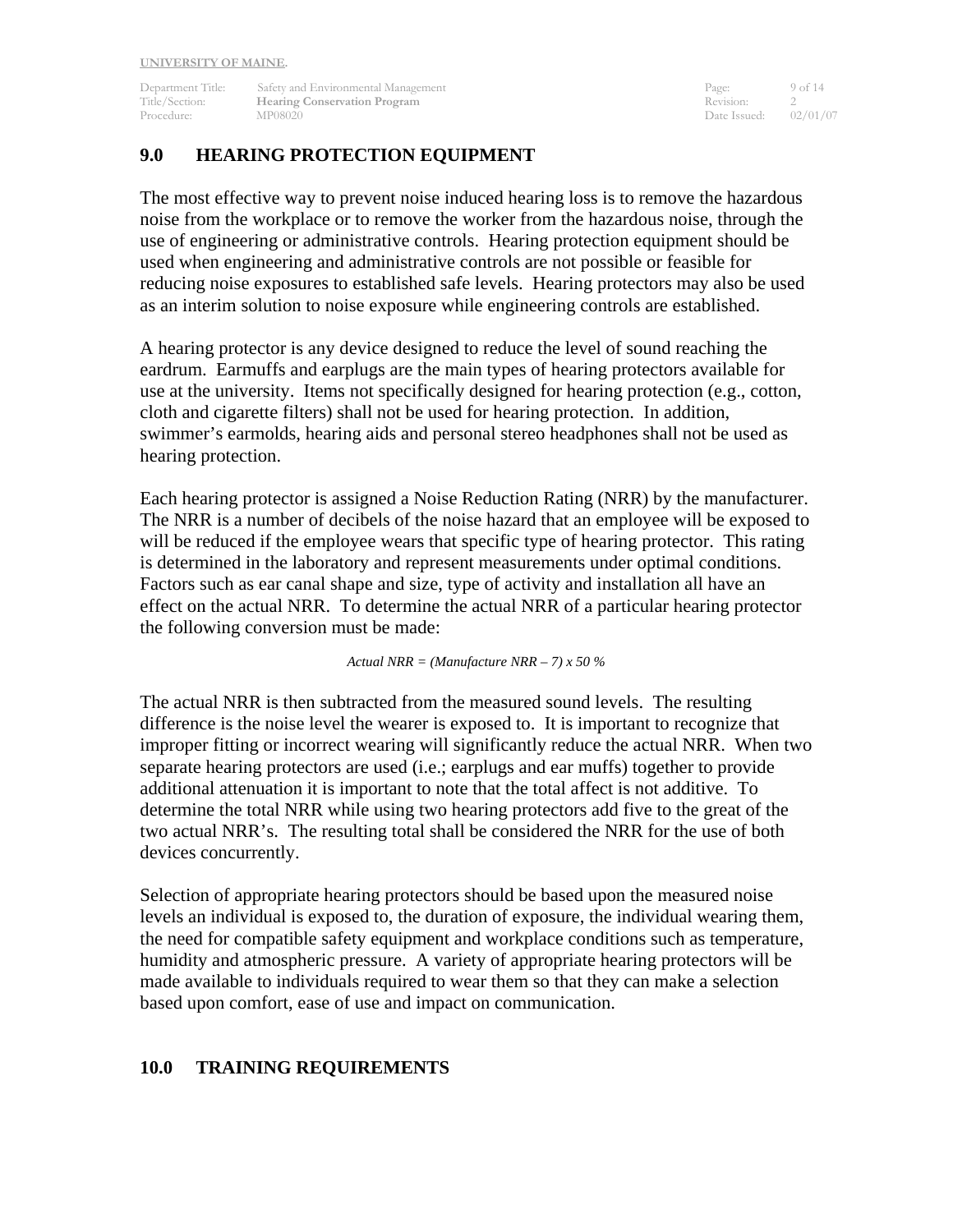## 9.0 HEARING PROTECTION EQUIPMENT

The most effective way to prevent noise induced hearing loss is to remove the hazardous noise from the workplace or to remove the worker from the hazardous noise, through the use of engineering or administrative controls. Hearing protection equipment should be used when engineering and administrative controls are not possible or feasible for reducing noise exposures to established safe levels. Hearing protectors may also be used as an interim solution to noise exposure while engineering controls are established.

A hearing protector is any device designed to reduce the level of sound reaching the eardrum. Earmuffs and earplugs are the main types of hearing protectors available for use at the university. Items not specifically designed for hearing protection (e.g., cotton, cloth and cigarette filters) shall not be used for hearing protection. In addition, swimmer's earmolds, hearing aids and personal stereo headphones shall not be used as hearing protection.

Each hearing protector is assigned a Noise Reduction Rating (NRR) by the manufacturer. The NRR is a number of decibels of the noise hazard that an employee will be exposed to will be reduced if the employee wears that specific type of hearing protector. This rating is determined in the laboratory and represent measurements under optimal conditions. Factors such as ear canal shape and size, type of activity and installation all have an effect on the actual NRR. To determine the actual NRR of a particular hearing protector the following conversion must be made:

*Actual NRR = (Manufacture NRR – 7) x 50 %*

The actual NRR is then subtracted from the measured sound levels. The resulting difference is the noise level the wearer is exposed to. It is important to recognize that improper fitting or incorrect wearing will significantly reduce the actual NRR. When two separate hearing protectors are used (i.e.; earplugs and ear muffs) together to provide additional attenuation it is important to note that the total affect is not additive. To determine the total NRR while using two hearing protectors add five to the great of the two actual NRR's. The resulting total shall be considered the NRR for the use of both devices concurrently.

Selection of appropriate hearing protectors should be based upon the measured noise levels an individual is exposed to, the duration of exposure, the individual wearing them, the need for compatible safety equipment and workplace conditions such as temperature, humidity and atmospheric pressure. A variety of appropriate hearing protectors will be made available to individuals required to wear them so that they can make a selection based upon comfort, ease of use and impact on communication.

## 10.0 TRAINING REQUIREMENTS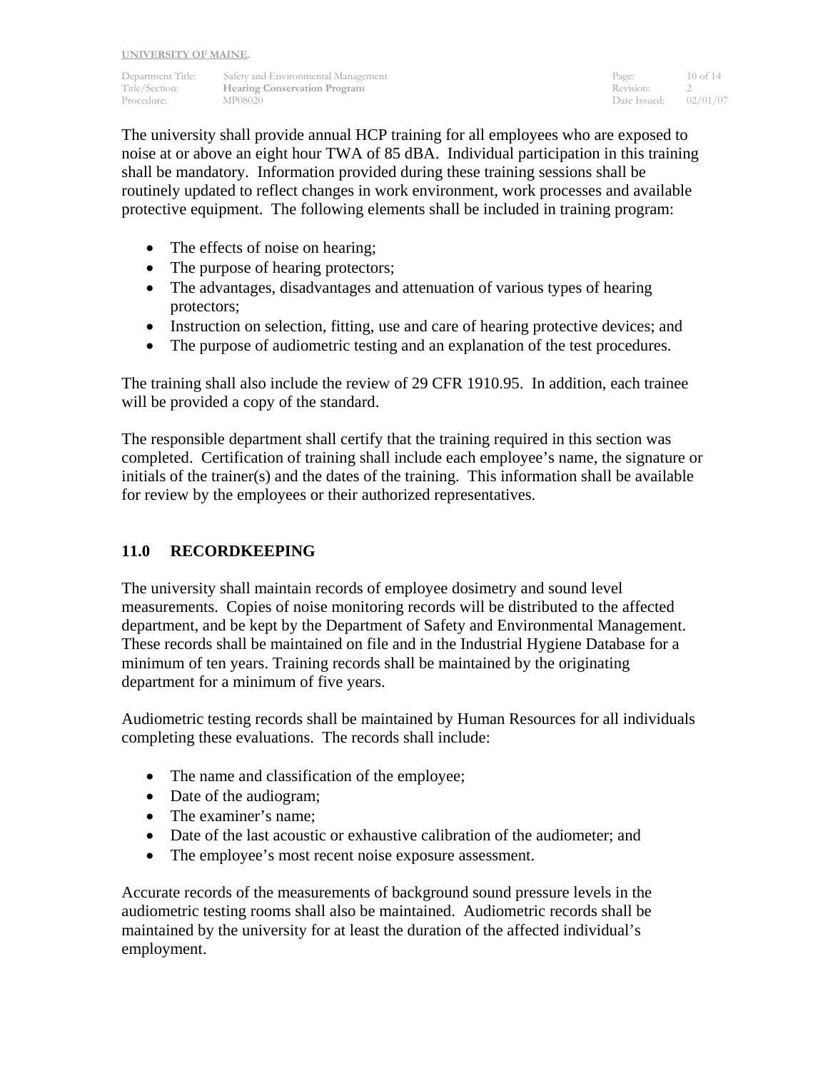The university shall provide annual HCP training for all employees who are exposed to noise at or above an eight hour TWA of 85 dBA. Individual participation in this training shall be mandatory. Information provided during these training sessions shall be routinely updated to reflect changes in work environment, work processes and available protective equipment. The following elements shall be included in training program:

- The effects of noise on hearing;
- The purpose of hearing protectors;
- The advantages, disadvantages and attenuation of various types of hearing protectors;
- Instruction on selection, fitting, use and care of hearing protective devices; and
- The purpose of audiometric testing and an explanation of the test procedures.

The training shall also include the review of 29 CFR 1910.95. In addition, each trainee will be provided a copy of the standard.

The responsible department shall certify that the training required in this section was completed. Certification of training shall include each employee's name, the signature or initials of the trainer(s) and the dates of the training. This information shall be available for review by the employees or their authorized representatives.

## 11.0 RECORDKEEPING

The university shall maintain records of employee dosimetry and sound level measurements. Copies of noise monitoring records will be distributed to the affected department, and be kept by the Department of Safety and Environmental Management. These records shall be maintained on file and in the Industrial Hygiene Database for a minimum of ten years. Training records shall be maintained by the originating department for a minimum of five years.

Audiometric testing records shall be maintained by Human Resources for all individuals completing these evaluations. The records shall include:

- The name and classification of the employee;
- Date of the audiogram;
- The examiner's name;
- Date of the last acoustic or exhaustive calibration of the audiometer; and
- The employee's most recent noise exposure assessment.

Accurate records of the measurements of background sound pressure levels in the audiometric testing rooms shall also be maintained. Audiometric records shall be maintained by the university for at least the duration of the affected individual's employment.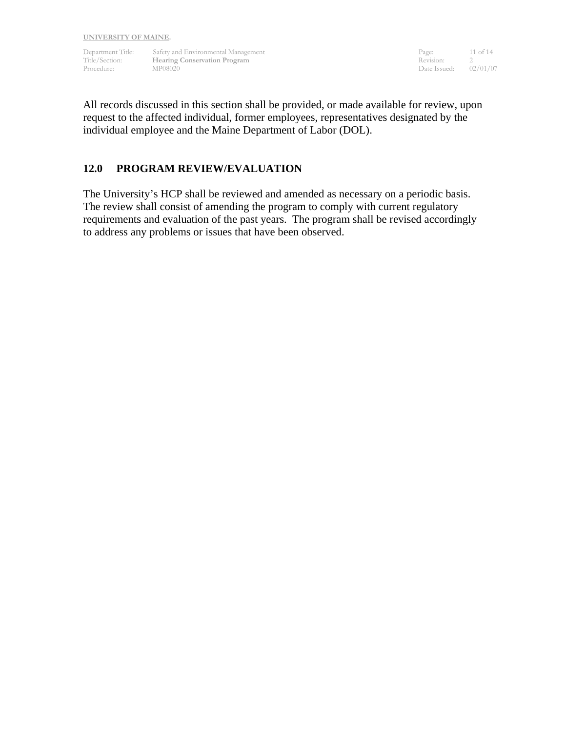All records discussed in this section shall be provided, or made available for review, upon request to the affected individual, former employees, representatives designated by the individual employee and the Maine Department of Labor (DOL).

## 12.0 PROGRAM REVIEW/EVALUATION

The University's HCP shall be reviewed and amended as necessary on a periodic basis. The review shall consist of amending the program to comply with current regulatory requirements and evaluation of the past years. The program shall be revised accordingly to address any problems or issues that have been observed.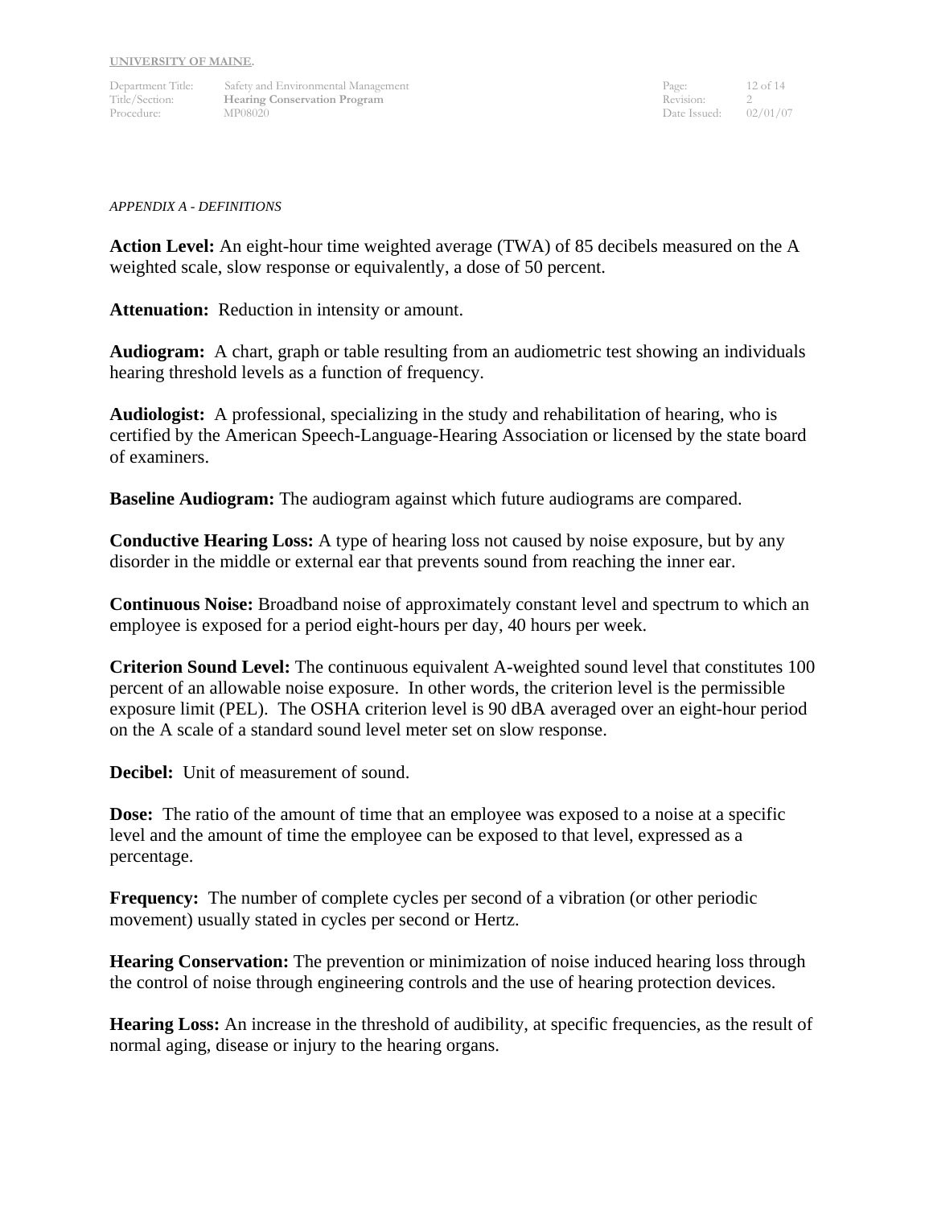*APPENDIX A - DEFINITIONS*

**Action Level:** An eight-hour time weighted average (TWA) of 85 decibels measured on the A weighted scale, slow response or equivalently, a dose of 50 percent.

**Attenuation:** Reduction in intensity or amount.

**Audiogram:** A chart, graph or table resulting from an audiometric test showing an individuals hearing threshold levels as a function of frequency.

**Audiologist:** A professional, specializing in the study and rehabilitation of hearing, who is certified by the American Speech-Language-Hearing Association or licensed by the state board of examiners.

**Baseline Audiogram:** The audiogram against which future audiograms are compared.

**Conductive Hearing Loss:** A type of hearing loss not caused by noise exposure, but by any disorder in the middle or external ear that prevents sound from reaching the inner ear.

**Continuous Noise:** Broadband noise of approximately constant level and spectrum to which an employee is exposed for a period eight-hours per day, 40 hours per week.

**Criterion Sound Level:** The continuous equivalent A-weighted sound level that constitutes 100 percent of an allowable noise exposure. In other words, the criterion level is the permissible exposure limit (PEL). The OSHA criterion level is 90 dBA averaged over an eight-hour period on the A scale of a standard sound level meter set on slow response.

**Decibel:** Unit of measurement of sound.

**Dose:** The ratio of the amount of time that an employee was exposed to a noise at a specific level and the amount of time the employee can be exposed to that level, expressed as a percentage.

**Frequency:** The number of complete cycles per second of a vibration (or other periodic movement) usually stated in cycles per second or Hertz.

**Hearing Conservation:** The prevention or minimization of noise induced hearing loss through the control of noise through engineering controls and the use of hearing protection devices.

**Hearing Loss:** An increase in the threshold of audibility, at specific frequencies, as the result of normal aging, disease or injury to the hearing organs.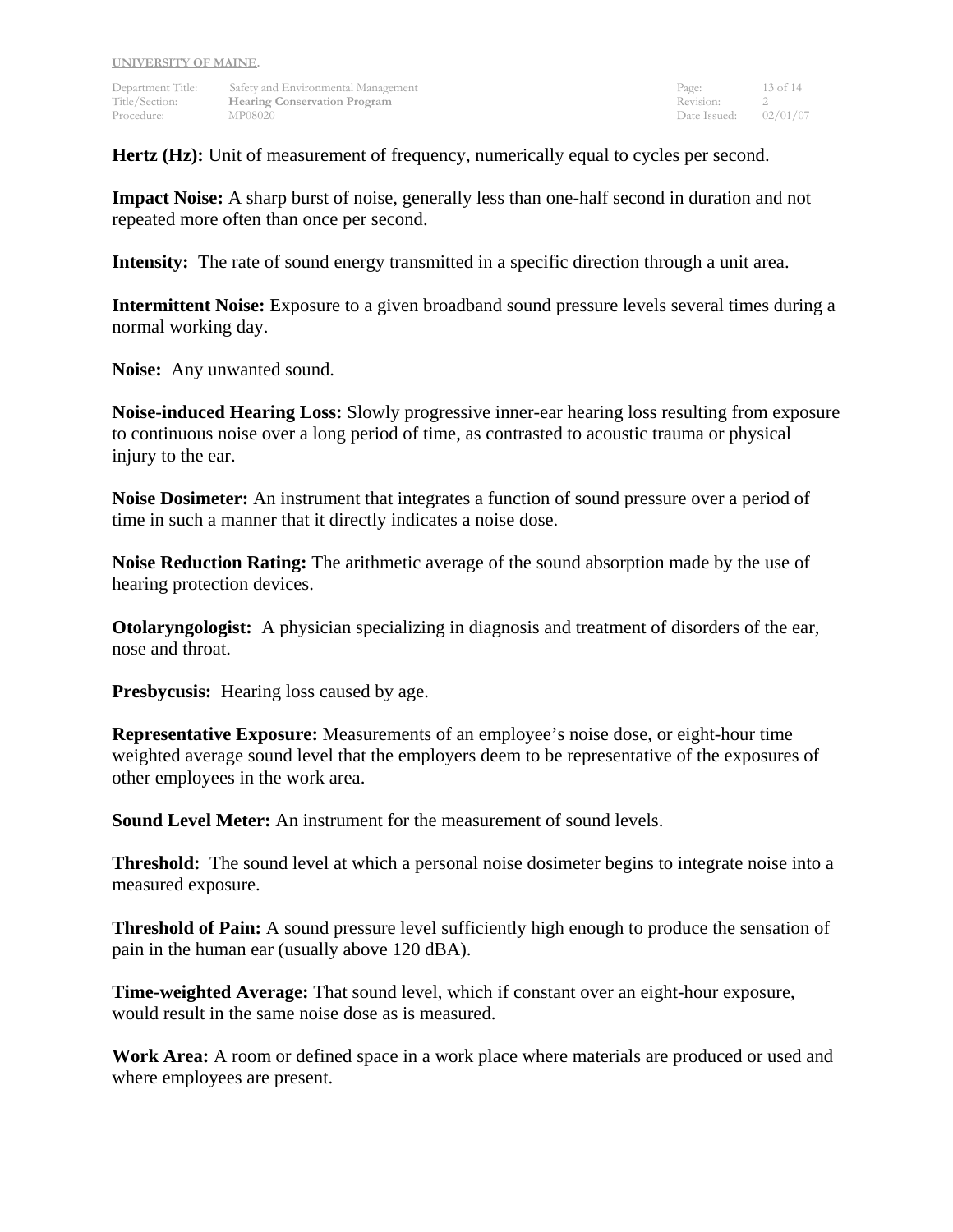**Hertz (Hz):** Unit of measurement of frequency, numerically equal to cycles per second.

**Impact Noise:** A sharp burst of noise, generally less than one-half second in duration and not repeated more often than once per second.

**Intensity:** The rate of sound energy transmitted in a specific direction through a unit area.

**Intermittent Noise:** Exposure to a given broadband sound pressure levels several times during a normal working day.

**Noise:** Any unwanted sound.

**Noise-induced Hearing Loss:** Slowly progressive inner-ear hearing loss resulting from exposure to continuous noise over a long period of time, as contrasted to acoustic trauma or physical injury to the ear.

**Noise Dosimeter:** An instrument that integrates a function of sound pressure over a period of time in such a manner that it directly indicates a noise dose.

**Noise Reduction Rating:** The arithmetic average of the sound absorption made by the use of hearing protection devices.

**Otolaryngologist:** A physician specializing in diagnosis and treatment of disorders of the ear, nose and throat.

**Presbycusis:** Hearing loss caused by age.

**Representative Exposure:** Measurements of an employee's noise dose, or eight-hour time weighted average sound level that the employers deem to be representative of the exposures of other employees in the work area.

**Sound Level Meter:** An instrument for the measurement of sound levels.

**Threshold:** The sound level at which a personal noise dosimeter begins to integrate noise into a measured exposure.

**Threshold of Pain:** A sound pressure level sufficiently high enough to produce the sensation of pain in the human ear (usually above 120 dBA).

**Time-weighted Average:** That sound level, which if constant over an eight-hour exposure, would result in the same noise dose as is measured.

**Work Area:** A room or defined space in a work place where materials are produced or used and where employees are present.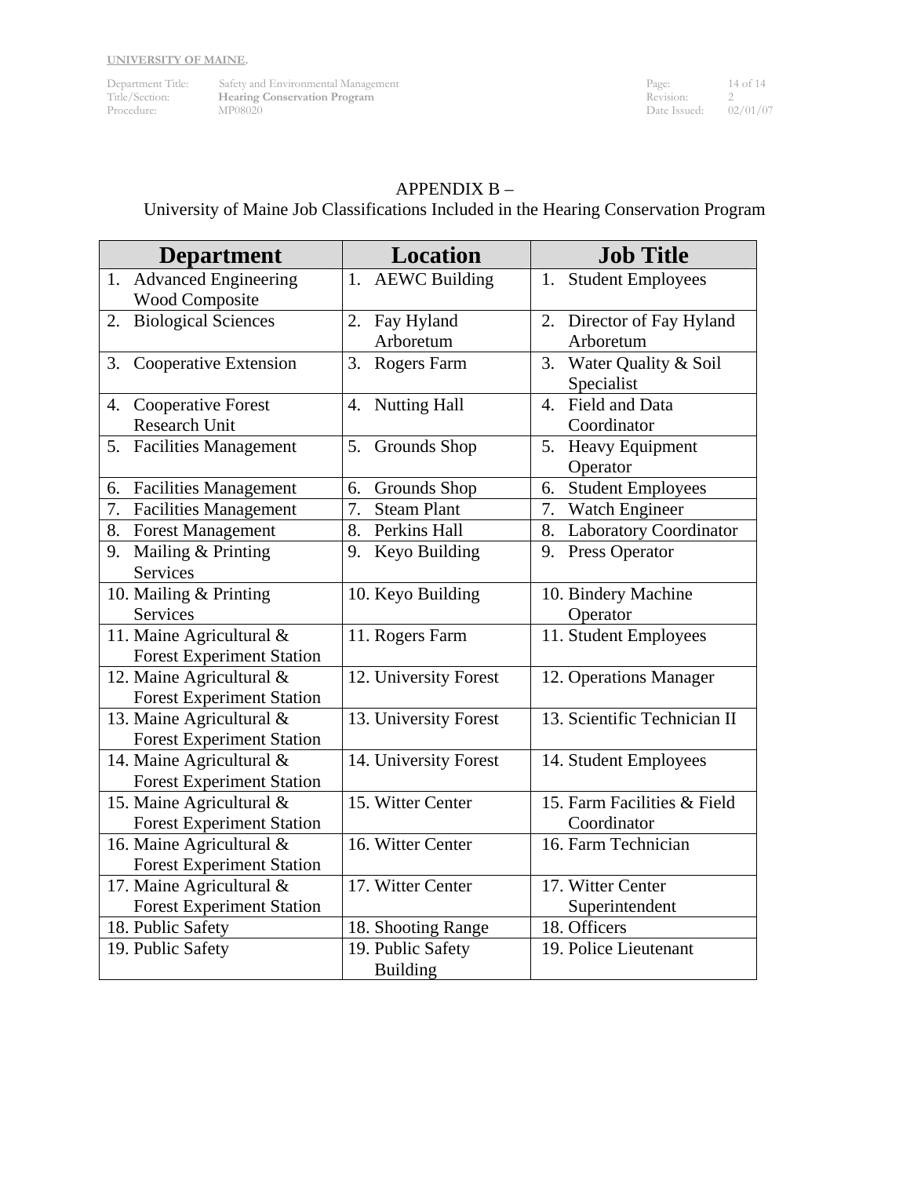APPENDIX B –
University of Maine Job Classifications Included in the Hearing Conservation Program

| Department | Location | Job Title |
|---|---|---|
| 1. Advanced Engineering Wood Composite | 1. AEWC Building | 1. Student Employees |
| 2. Biological Sciences | 2. Fay Hyland Arboretum | 2. Director of Fay Hyland Arboretum |
| 3. Cooperative Extension | 3. Rogers Farm | 3. Water Quality & Soil Specialist |
| 4. Cooperative Forest Research Unit | 4. Nutting Hall | 4. Field and Data Coordinator |
| 5. Facilities Management | 5. Grounds Shop | 5. Heavy Equipment Operator |
| 6. Facilities Management | 6. Grounds Shop | 6. Student Employees |
| 7. Facilities Management | 7. Steam Plant | 7. Watch Engineer |
| 8. Forest Management | 8. Perkins Hall | 8. Laboratory Coordinator |
| 9. Mailing & Printing Services | 9. Keyo Building | 9. Press Operator |
| 10. Mailing & Printing Services | 10. Keyo Building | 10. Bindery Machine Operator |
| 11. Maine Agricultural & Forest Experiment Station | 11. Rogers Farm | 11. Student Employees |
| 12. Maine Agricultural & Forest Experiment Station | 12. University Forest | 12. Operations Manager |
| 13. Maine Agricultural & Forest Experiment Station | 13. University Forest | 13. Scientific Technician II |
| 14. Maine Agricultural & Forest Experiment Station | 14. University Forest | 14. Student Employees |
| 15. Maine Agricultural & Forest Experiment Station | 15. Witter Center | 15. Farm Facilities & Field Coordinator |
| 16. Maine Agricultural & Forest Experiment Station | 16. Witter Center | 16. Farm Technician |
| 17. Maine Agricultural & Forest Experiment Station | 17. Witter Center | 17. Witter Center Superintendent |
| 18. Public Safety | 18. Shooting Range | 18. Officers |
| 19. Public Safety | 19. Public Safety Building | 19. Police Lieutenant |